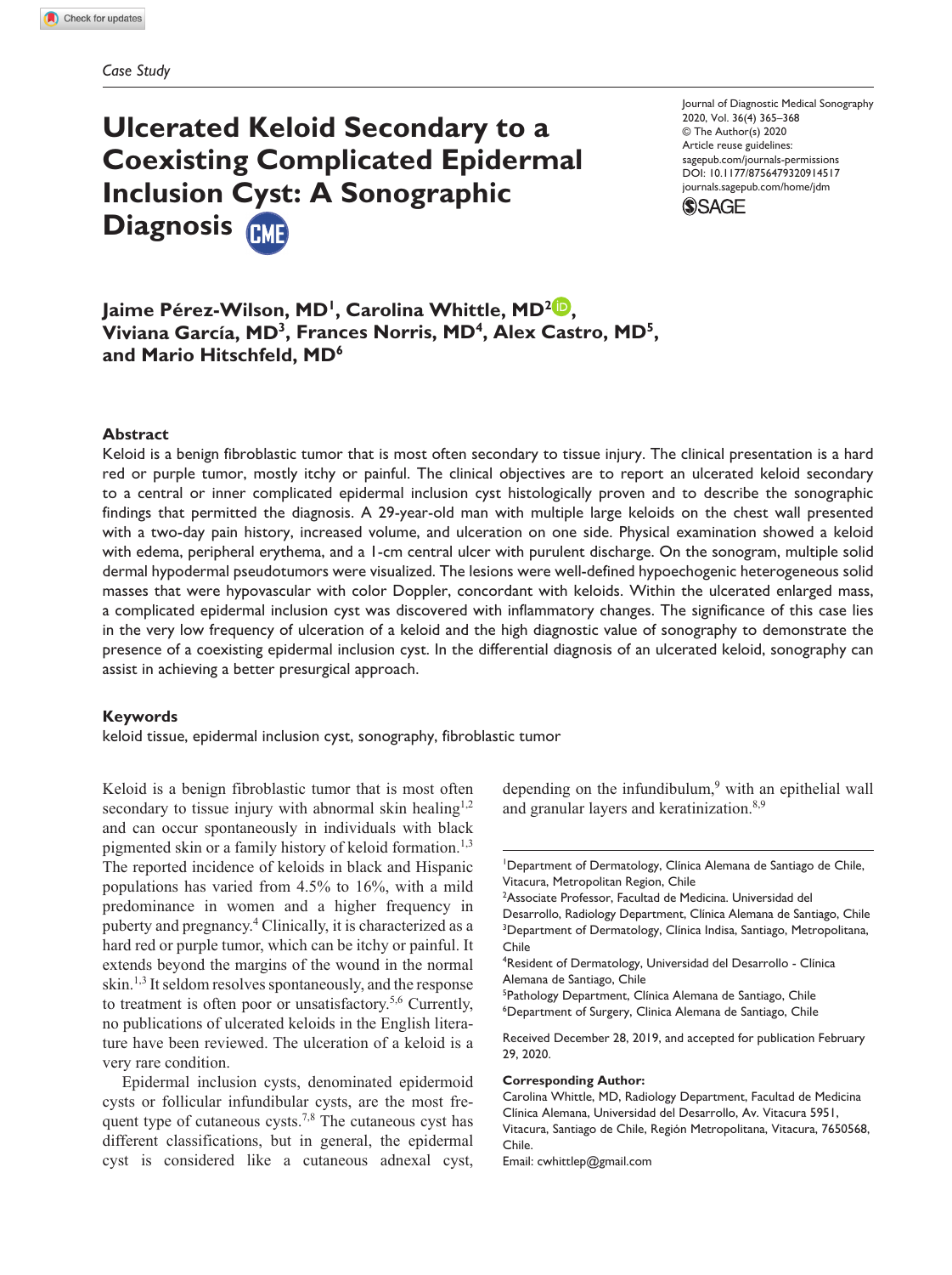*Case Study*

# Ulcerated Keloid Secondary to a Coexisting Complicated Epidermal Inclusion Cyst: A Sonographic Diagnosis

Journal of Diagnostic Medical Sonography
2020, Vol. 36(4) 365–368
© The Author(s) 2020
Article reuse guidelines:
sagepub.com/journals-permissions
DOI: 10.1177/8756479320914517
journals.sagepub.com/home/jdm

**Jaime Pérez-Wilson, MD[1], Carolina Whittle, MD[2], Viviana García, MD[3], Frances Norris, MD[4], Alex Castro, MD[5], and Mario Hitschfeld, MD[6]**

## Abstract

Keloid is a benign fibroblastic tumor that is most often secondary to tissue injury. The clinical presentation is a hard red or purple tumor, mostly itchy or painful. The clinical objectives are to report an ulcerated keloid secondary to a central or inner complicated epidermal inclusion cyst histologically proven and to describe the sonographic findings that permitted the diagnosis. A 29-year-old man with multiple large keloids on the chest wall presented with a two-day pain history, increased volume, and ulceration on one side. Physical examination showed a keloid with edema, peripheral erythema, and a 1-cm central ulcer with purulent discharge. On the sonogram, multiple solid dermal hypodermal pseudotumors were visualized. The lesions were well-defined hypoechogenic heterogeneous solid masses that were hypovascular with color Doppler, concordant with keloids. Within the ulcerated enlarged mass, a complicated epidermal inclusion cyst was discovered with inflammatory changes. The significance of this case lies in the very low frequency of ulceration of a keloid and the high diagnostic value of sonography to demonstrate the presence of a coexisting epidermal inclusion cyst. In the differential diagnosis of an ulcerated keloid, sonography can assist in achieving a better presurgical approach.

## Keywords

keloid tissue, epidermal inclusion cyst, sonography, fibroblastic tumor

Keloid is a benign fibroblastic tumor that is most often secondary to tissue injury with abnormal skin healing[1,2] and can occur spontaneously in individuals with black pigmented skin or a family history of keloid formation.[1,3] The reported incidence of keloids in black and Hispanic populations has varied from 4.5% to 16%, with a mild predominance in women and a higher frequency in puberty and pregnancy.[4] Clinically, it is characterized as a hard red or purple tumor, which can be itchy or painful. It extends beyond the margins of the wound in the normal skin.[1,3] It seldom resolves spontaneously, and the response to treatment is often poor or unsatisfactory.[5,6] Currently, no publications of ulcerated keloids in the English literature have been reviewed. The ulceration of a keloid is a very rare condition.

Epidermal inclusion cysts, denominated epidermoid cysts or follicular infundibular cysts, are the most frequent type of cutaneous cysts.[7,8] The cutaneous cyst has different classifications, but in general, the epidermal cyst is considered like a cutaneous adnexal cyst, depending on the infundibulum,[9] with an epithelial wall and granular layers and keratinization.[8,9]

[1]Department of Dermatology, Clínica Alemana de Santiago de Chile, Vitacura, Metropolitan Region, Chile
[2]Associate Professor, Facultad de Medicina. Universidad del Desarrollo, Radiology Department, Clínica Alemana de Santiago, Chile
[3]Department of Dermatology, Clínica Indisa, Santiago, Metropolitana, Chile
[4]Resident of Dermatology, Universidad del Desarrollo - Clínica Alemana de Santiago, Chile
[5]Pathology Department, Clínica Alemana de Santiago, Chile
[6]Department of Surgery, Clinica Alemana de Santiago, Chile

Received December 28, 2019, and accepted for publication February 29, 2020.

**Corresponding Author:**
Carolina Whittle, MD, Radiology Department, Facultad de Medicina Clínica Alemana, Universidad del Desarrollo, Av. Vitacura 5951, Vitacura, Santiago de Chile, Región Metropolitana, Vitacura, 7650568, Chile.
Email: cwhittlep@gmail.com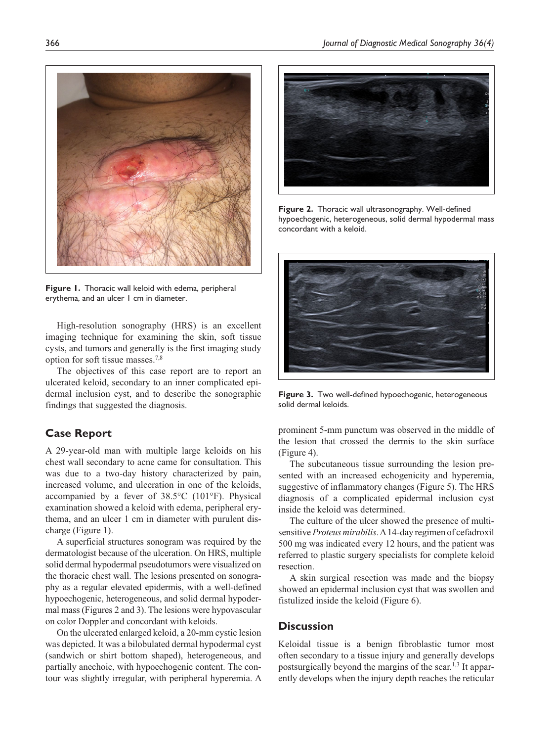Figure 1. Thoracic wall keloid with edema, peripheral erythema, and an ulcer 1 cm in diameter.

Figure 2. Thoracic wall ultrasonography. Well-defined hypoechogenic, heterogeneous, solid dermal hypodermal mass concordant with a keloid.

Figure 3. Two well-defined hypoechogenic, heterogeneous solid dermal keloids.

High-resolution sonography (HRS) is an excellent imaging technique for examining the skin, soft tissue cysts, and tumors and generally is the first imaging study option for soft tissue masses.[7,8]

The objectives of this case report are to report an ulcerated keloid, secondary to an inner complicated epidermal inclusion cyst, and to describe the sonographic findings that suggested the diagnosis.

## Case Report

A 29-year-old man with multiple large keloids on his chest wall secondary to acne came for consultation. This was due to a two-day history characterized by pain, increased volume, and ulceration in one of the keloids, accompanied by a fever of 38.5°C (101°F). Physical examination showed a keloid with edema, peripheral erythema, and an ulcer 1 cm in diameter with purulent discharge (Figure 1).

A superficial structures sonogram was required by the dermatologist because of the ulceration. On HRS, multiple solid dermal hypodermal pseudotumors were visualized on the thoracic chest wall. The lesions presented on sonography as a regular elevated epidermis, with a well-defined hypoechogenic, heterogeneous, and solid dermal hypodermal mass (Figures 2 and 3). The lesions were hypovascular on color Doppler and concordant with keloids.

On the ulcerated enlarged keloid, a 20-mm cystic lesion was depicted. It was a bilobulated dermal hypodermal cyst (sandwich or shirt bottom shaped), heterogeneous, and partially anechoic, with hypoechogenic content. The contour was slightly irregular, with peripheral hyperemia. A prominent 5-mm punctum was observed in the middle of the lesion that crossed the dermis to the skin surface (Figure 4).

The subcutaneous tissue surrounding the lesion presented with an increased echogenicity and hyperemia, suggestive of inflammatory changes (Figure 5). The HRS diagnosis of a complicated epidermal inclusion cyst inside the keloid was determined.

The culture of the ulcer showed the presence of multisensitive *Proteus mirabilis*. A 14-day regimen of cefadroxil 500 mg was indicated every 12 hours, and the patient was referred to plastic surgery specialists for complete keloid resection.

A skin surgical resection was made and the biopsy showed an epidermal inclusion cyst that was swollen and fistulized inside the keloid (Figure 6).

## Discussion

Keloidal tissue is a benign fibroblastic tumor most often secondary to a tissue injury and generally develops postsurgically beyond the margins of the scar.[1,3] It apparently develops when the injury depth reaches the reticular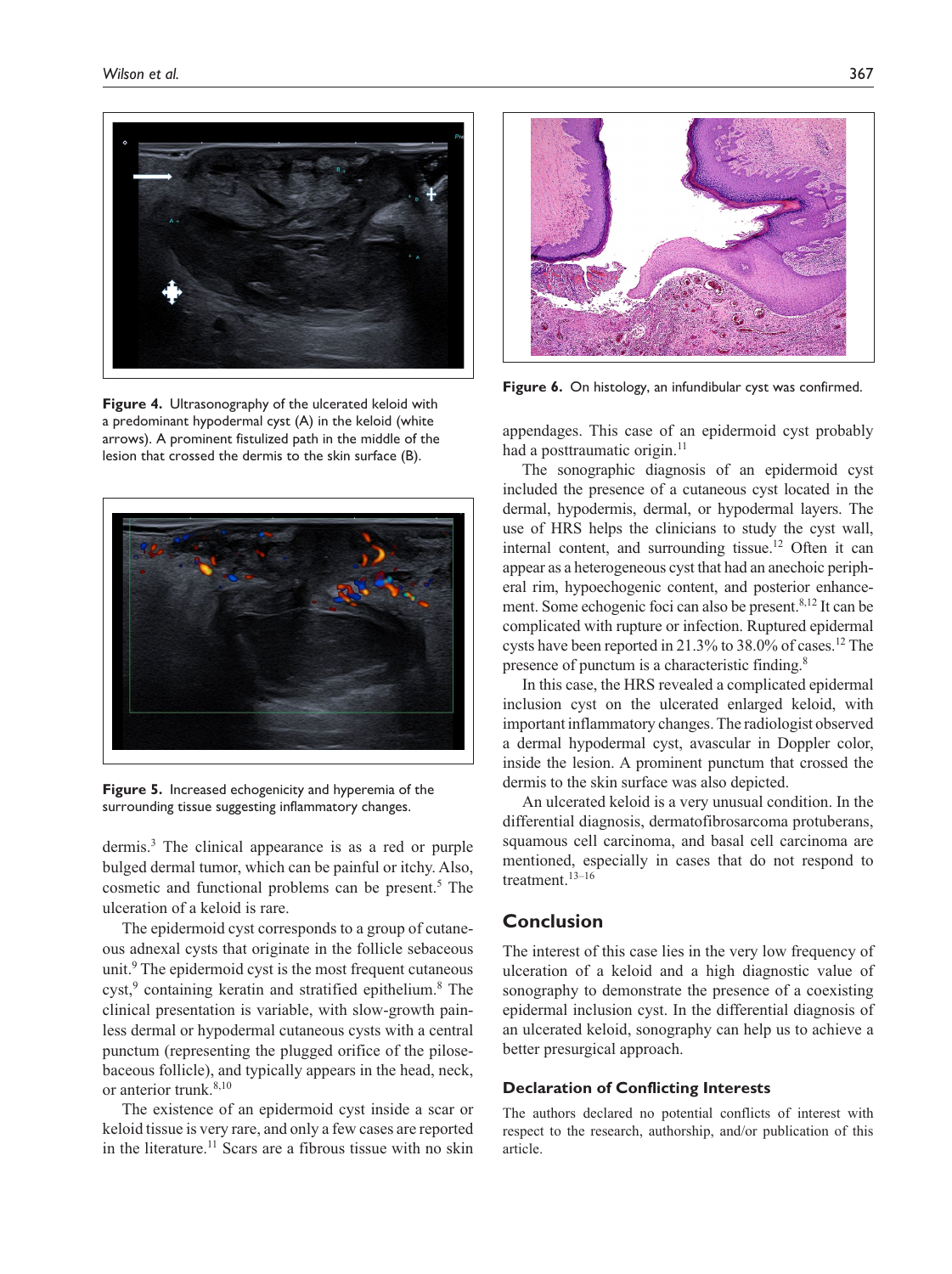Figure 4. Ultrasonography of the ulcerated keloid with a predominant hypodermal cyst (A) in the keloid (white arrows). A prominent fistulized path in the middle of the lesion that crossed the dermis to the skin surface (B).

Figure 5. Increased echogenicity and hyperemia of the surrounding tissue suggesting inflammatory changes.

dermis.[3] The clinical appearance is as a red or purple bulged dermal tumor, which can be painful or itchy. Also, cosmetic and functional problems can be present.[5] The ulceration of a keloid is rare.

The epidermoid cyst corresponds to a group of cutaneous adnexal cysts that originate in the follicle sebaceous unit.[9] The epidermoid cyst is the most frequent cutaneous cyst,[9] containing keratin and stratified epithelium.[8] The clinical presentation is variable, with slow-growth painless dermal or hypodermal cutaneous cysts with a central punctum (representing the plugged orifice of the pilosebaceous follicle), and typically appears in the head, neck, or anterior trunk.[8,10]

The existence of an epidermoid cyst inside a scar or keloid tissue is very rare, and only a few cases are reported in the literature.[11] Scars are a fibrous tissue with no skin appendages. This case of an epidermoid cyst probably had a posttraumatic origin.[11]

Figure 6. On histology, an infundibular cyst was confirmed.

The sonographic diagnosis of an epidermoid cyst included the presence of a cutaneous cyst located in the dermal, hypodermis, dermal, or hypodermal layers. The use of HRS helps the clinicians to study the cyst wall, internal content, and surrounding tissue.[12] Often it can appear as a heterogeneous cyst that had an anechoic peripheral rim, hypoechogenic content, and posterior enhancement. Some echogenic foci can also be present.[8,12] It can be complicated with rupture or infection. Ruptured epidermal cysts have been reported in 21.3% to 38.0% of cases.[12] The presence of punctum is a characteristic finding.[8]

In this case, the HRS revealed a complicated epidermal inclusion cyst on the ulcerated enlarged keloid, with important inflammatory changes. The radiologist observed a dermal hypodermal cyst, avascular in Doppler color, inside the lesion. A prominent punctum that crossed the dermis to the skin surface was also depicted.

An ulcerated keloid is a very unusual condition. In the differential diagnosis, dermatofibrosarcoma protuberans, squamous cell carcinoma, and basal cell carcinoma are mentioned, especially in cases that do not respond to treatment.[13–16]

## Conclusion

The interest of this case lies in the very low frequency of ulceration of a keloid and a high diagnostic value of sonography to demonstrate the presence of a coexisting epidermal inclusion cyst. In the differential diagnosis of an ulcerated keloid, sonography can help us to achieve a better presurgical approach.

### Declaration of Conflicting Interests

The authors declared no potential conflicts of interest with respect to the research, authorship, and/or publication of this article.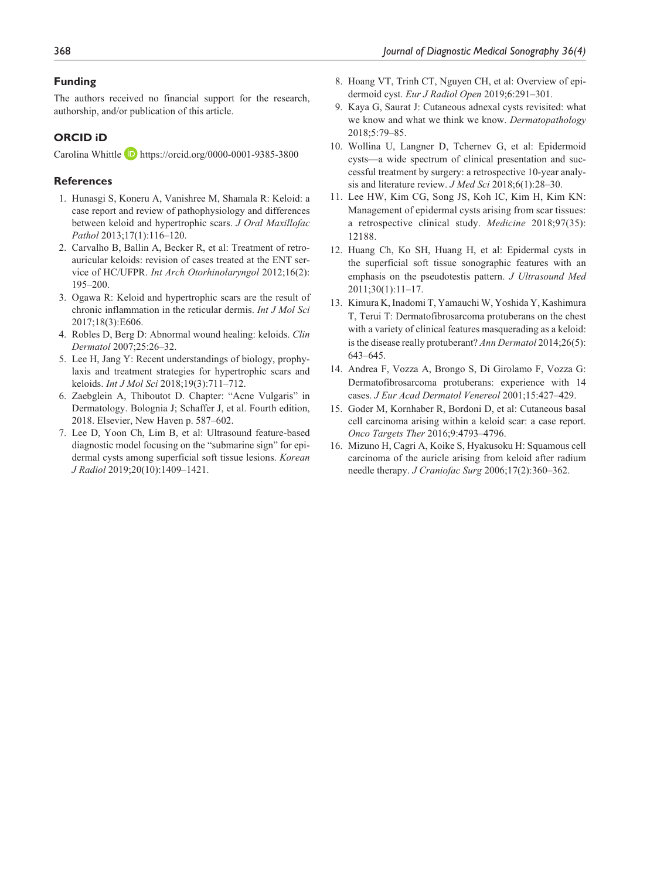## Funding

The authors received no financial support for the research, authorship, and/or publication of this article.

## ORCID iD

Carolina Whittle https://orcid.org/0000-0001-9385-3800

## References

1. Hunasgi S, Koneru A, Vanishree M, Shamala R: Keloid: a case report and review of pathophysiology and differences between keloid and hypertrophic scars. *J Oral Maxillofac Pathol* 2013;17(1):116–120.
2. Carvalho B, Ballin A, Becker R, et al: Treatment of retroauricular keloids: revision of cases treated at the ENT service of HC/UFPR. *Int Arch Otorhinolaryngol* 2012;16(2):195–200.
3. Ogawa R: Keloid and hypertrophic scars are the result of chronic inflammation in the reticular dermis. *Int J Mol Sci* 2017;18(3):E606.
4. Robles D, Berg D: Abnormal wound healing: keloids. *Clin Dermatol* 2007;25:26–32.
5. Lee H, Jang Y: Recent understandings of biology, prophylaxis and treatment strategies for hypertrophic scars and keloids. *Int J Mol Sci* 2018;19(3):711–712.
6. Zaebglein A, Thiboutot D. Chapter: "Acne Vulgaris" in Dermatology. Bolognia J; Schaffer J, et al. Fourth edition, 2018. Elsevier, New Haven p. 587–602.
7. Lee D, Yoon Ch, Lim B, et al: Ultrasound feature-based diagnostic model focusing on the "submarine sign" for epidermal cysts among superficial soft tissue lesions. *Korean J Radiol* 2019;20(10):1409–1421.
8. Hoang VT, Trinh CT, Nguyen CH, et al: Overview of epidermoid cyst. *Eur J Radiol Open* 2019;6:291–301.
9. Kaya G, Saurat J: Cutaneous adnexal cysts revisited: what we know and what we think we know. *Dermatopathology* 2018;5:79–85.
10. Wollina U, Langner D, Tchernev G, et al: Epidermoid cysts—a wide spectrum of clinical presentation and successful treatment by surgery: a retrospective 10-year analysis and literature review. *J Med Sci* 2018;6(1):28–30.
11. Lee HW, Kim CG, Song JS, Koh IC, Kim H, Kim KN: Management of epidermal cysts arising from scar tissues: a retrospective clinical study. *Medicine* 2018;97(35): 12188.
12. Huang Ch, Ko SH, Huang H, et al: Epidermal cysts in the superficial soft tissue sonographic features with an emphasis on the pseudotestis pattern. *J Ultrasound Med* 2011;30(1):11–17.
13. Kimura K, Inadomi T, Yamauchi W, Yoshida Y, Kashimura T, Terui T: Dermatofibrosarcoma protuberans on the chest with a variety of clinical features masquerading as a keloid: is the disease really protuberant? *Ann Dermatol* 2014;26(5): 643–645.
14. Andrea F, Vozza A, Brongo S, Di Girolamo F, Vozza G: Dermatofibrosarcoma protuberans: experience with 14 cases. *J Eur Acad Dermatol Venereol* 2001;15:427–429.
15. Goder M, Kornhaber R, Bordoni D, et al: Cutaneous basal cell carcinoma arising within a keloid scar: a case report. *Onco Targets Ther* 2016;9:4793–4796.
16. Mizuno H, Cagri A, Koike S, Hyakusoku H: Squamous cell carcinoma of the auricle arising from keloid after radium needle therapy. *J Craniofac Surg* 2006;17(2):360–362.